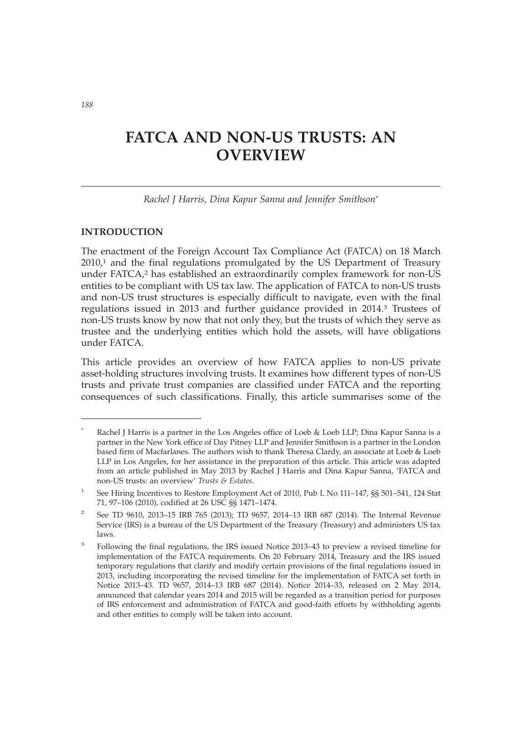# FATCA AND NON-US TRUSTS: AN OVERVIEW

*Rachel J Harris, Dina Kapur Sanna and Jennifer Smithson*[*]

## INTRODUCTION

The enactment of the Foreign Account Tax Compliance Act (FATCA) on 18 March 2010,[1] and the final regulations promulgated by the US Department of Treasury under FATCA,[2] has established an extraordinarily complex framework for non-US entities to be compliant with US tax law. The application of FATCA to non-US trusts and non-US trust structures is especially difficult to navigate, even with the final regulations issued in 2013 and further guidance provided in 2014.[3] Trustees of non-US trusts know by now that not only they, but the trusts of which they serve as trustee and the underlying entities which hold the assets, will have obligations under FATCA.

This article provides an overview of how FATCA applies to non-US private asset-holding structures involving trusts. It examines how different types of non-US trusts and private trust companies are classified under FATCA and the reporting consequences of such classifications. Finally, this article summarises some of the

---

[*] Rachel J Harris is a partner in the Los Angeles office of Loeb & Loeb LLP; Dina Kapur Sanna is a partner in the New York office of Day Pitney LLP and Jennifer Smithson is a partner in the London based firm of Macfarlanes. The authors wish to thank Theresa Clardy, an associate at Loeb & Loeb LLP in Los Angeles, for her assistance in the preparation of this article. This article was adapted from an article published in May 2013 by Rachel J Harris and Dina Kapur Sanna, 'FATCA and non-US trusts: an overview' *Trusts & Estates*.

[1] See Hiring Incentives to Restore Employment Act of 2010, Pub L No 111–147, §§ 501–541, 124 Stat 71, 97–106 (2010), codified at 26 USC §§ 1471–1474.

[2] See TD 9610, 2013–15 IRB 765 (2013); TD 9657, 2014–13 IRB 687 (2014). The Internal Revenue Service (IRS) is a bureau of the US Department of the Treasury (Treasury) and administers US tax laws.

[3] Following the final regulations, the IRS issued Notice 2013–43 to preview a revised timeline for implementation of the FATCA requirements. On 20 February 2014, Treasury and the IRS issued temporary regulations that clarify and modify certain provisions of the final regulations issued in 2013, including incorporating the revised timeline for the implementation of FATCA set forth in Notice 2013–43. TD 9657, 2014–13 IRB 687 (2014). Notice 2014–33, released on 2 May 2014, announced that calendar years 2014 and 2015 will be regarded as a transition period for purposes of IRS enforcement and administration of FATCA and good-faith efforts by withholding agents and other entities to comply will be taken into account.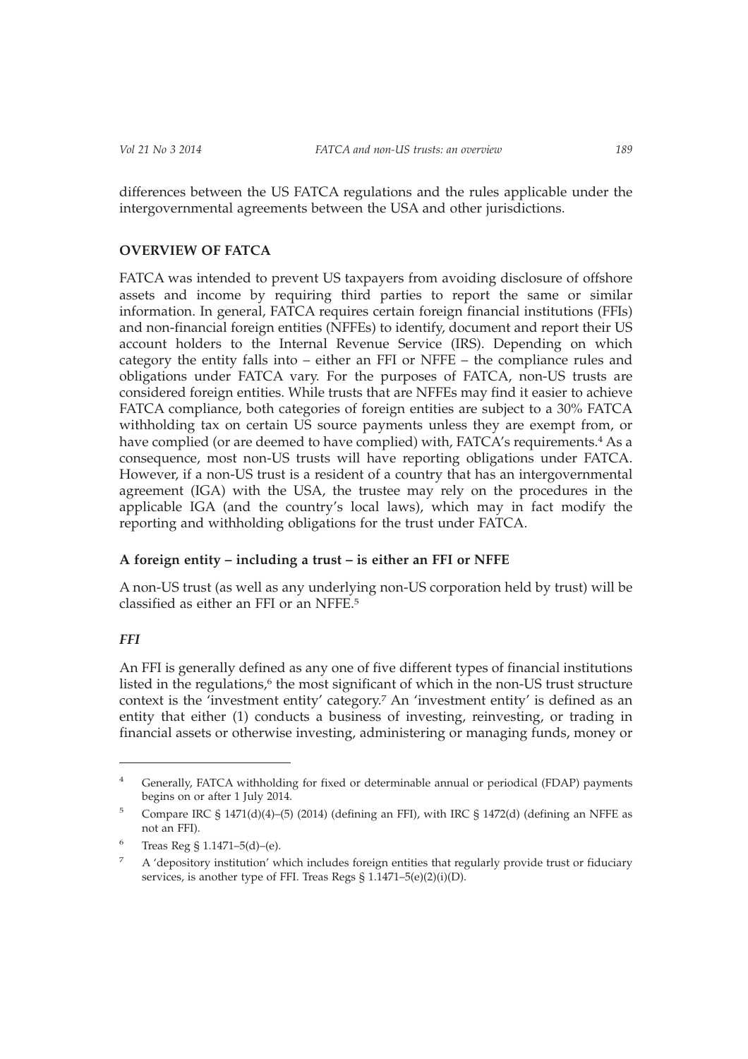differences between the US FATCA regulations and the rules applicable under the intergovernmental agreements between the USA and other jurisdictions.

## OVERVIEW OF FATCA

FATCA was intended to prevent US taxpayers from avoiding disclosure of offshore assets and income by requiring third parties to report the same or similar information. In general, FATCA requires certain foreign financial institutions (FFIs) and non-financial foreign entities (NFFEs) to identify, document and report their US account holders to the Internal Revenue Service (IRS). Depending on which category the entity falls into – either an FFI or NFFE – the compliance rules and obligations under FATCA vary. For the purposes of FATCA, non-US trusts are considered foreign entities. While trusts that are NFFEs may find it easier to achieve FATCA compliance, both categories of foreign entities are subject to a 30% FATCA withholding tax on certain US source payments unless they are exempt from, or have complied (or are deemed to have complied) with, FATCA's requirements.[4] As a consequence, most non-US trusts will have reporting obligations under FATCA. However, if a non-US trust is a resident of a country that has an intergovernmental agreement (IGA) with the USA, the trustee may rely on the procedures in the applicable IGA (and the country's local laws), which may in fact modify the reporting and withholding obligations for the trust under FATCA.

### A foreign entity – including a trust – is either an FFI or NFFE

A non-US trust (as well as any underlying non-US corporation held by trust) will be classified as either an FFI or an NFFE.[5]

#### *FFI*

An FFI is generally defined as any one of five different types of financial institutions listed in the regulations,[6] the most significant of which in the non-US trust structure context is the 'investment entity' category.[7] An 'investment entity' is defined as an entity that either (1) conducts a business of investing, reinvesting, or trading in financial assets or otherwise investing, administering or managing funds, money or

---

[4] Generally, FATCA withholding for fixed or determinable annual or periodical (FDAP) payments begins on or after 1 July 2014.

[5] Compare IRC § 1471(d)(4)–(5) (2014) (defining an FFI), with IRC § 1472(d) (defining an NFFE as not an FFI).

[6] Treas Reg § 1.1471–5(d)–(e).

[7] A 'depository institution' which includes foreign entities that regularly provide trust or fiduciary services, is another type of FFI. Treas Regs § 1.1471–5(e)(2)(i)(D).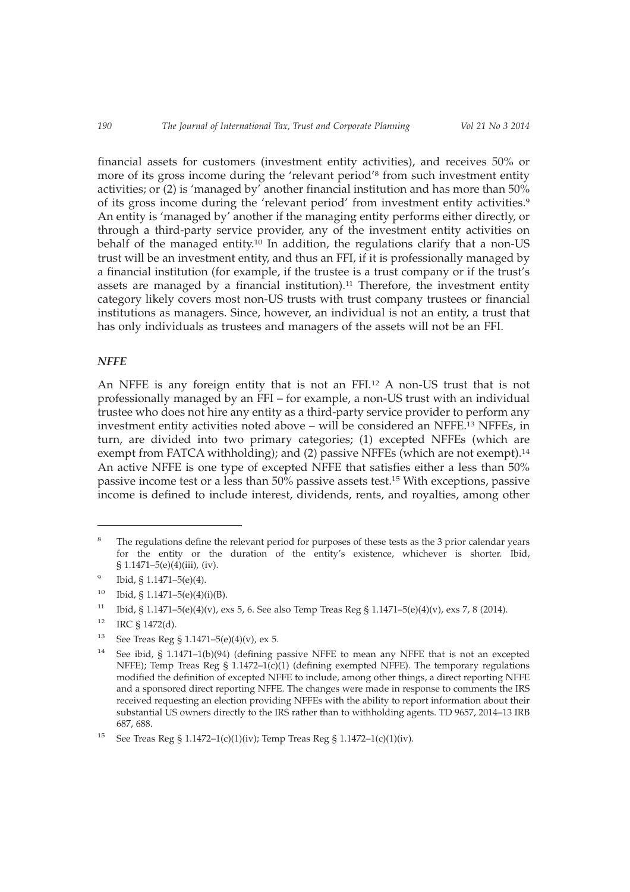financial assets for customers (investment entity activities), and receives 50% or more of its gross income during the 'relevant period'[8] from such investment entity activities; or (2) is 'managed by' another financial institution and has more than 50% of its gross income during the 'relevant period' from investment entity activities.[9] An entity is 'managed by' another if the managing entity performs either directly, or through a third-party service provider, any of the investment entity activities on behalf of the managed entity.[10] In addition, the regulations clarify that a non-US trust will be an investment entity, and thus an FFI, if it is professionally managed by a financial institution (for example, if the trustee is a trust company or if the trust's assets are managed by a financial institution).[11] Therefore, the investment entity category likely covers most non-US trusts with trust company trustees or financial institutions as managers. Since, however, an individual is not an entity, a trust that has only individuals as trustees and managers of the assets will not be an FFI.

### *NFFE*

An NFFE is any foreign entity that is not an FFI.[12] A non-US trust that is not professionally managed by an FFI – for example, a non-US trust with an individual trustee who does not hire any entity as a third-party service provider to perform any investment entity activities noted above – will be considered an NFFE.[13] NFFEs, in turn, are divided into two primary categories; (1) excepted NFFEs (which are exempt from FATCA withholding); and (2) passive NFFEs (which are not exempt).[14] An active NFFE is one type of excepted NFFE that satisfies either a less than 50% passive income test or a less than 50% passive assets test.[15] With exceptions, passive income is defined to include interest, dividends, rents, and royalties, among other

---

[8] The regulations define the relevant period for purposes of these tests as the 3 prior calendar years for the entity or the duration of the entity's existence, whichever is shorter. Ibid, § 1.1471–5(e)(4)(iii), (iv).

[9] Ibid, § 1.1471–5(e)(4).

[10] Ibid, § 1.1471–5(e)(4)(i)(B).

[11] Ibid, § 1.1471–5(e)(4)(v), exs 5, 6. See also Temp Treas Reg § 1.1471–5(e)(4)(v), exs 7, 8 (2014).

[12] IRC § 1472(d).

[13] See Treas Reg § 1.1471–5(e)(4)(v), ex 5.

[14] See ibid, § 1.1471–1(b)(94) (defining passive NFFE to mean any NFFE that is not an excepted NFFE); Temp Treas Reg § 1.1472–1(c)(1) (defining exempted NFFE). The temporary regulations modified the definition of excepted NFFE to include, among other things, a direct reporting NFFE and a sponsored direct reporting NFFE. The changes were made in response to comments the IRS received requesting an election providing NFFEs with the ability to report information about their substantial US owners directly to the IRS rather than to withholding agents. TD 9657, 2014–13 IRB 687, 688.

[15] See Treas Reg § 1.1472–1(c)(1)(iv); Temp Treas Reg § 1.1472–1(c)(1)(iv).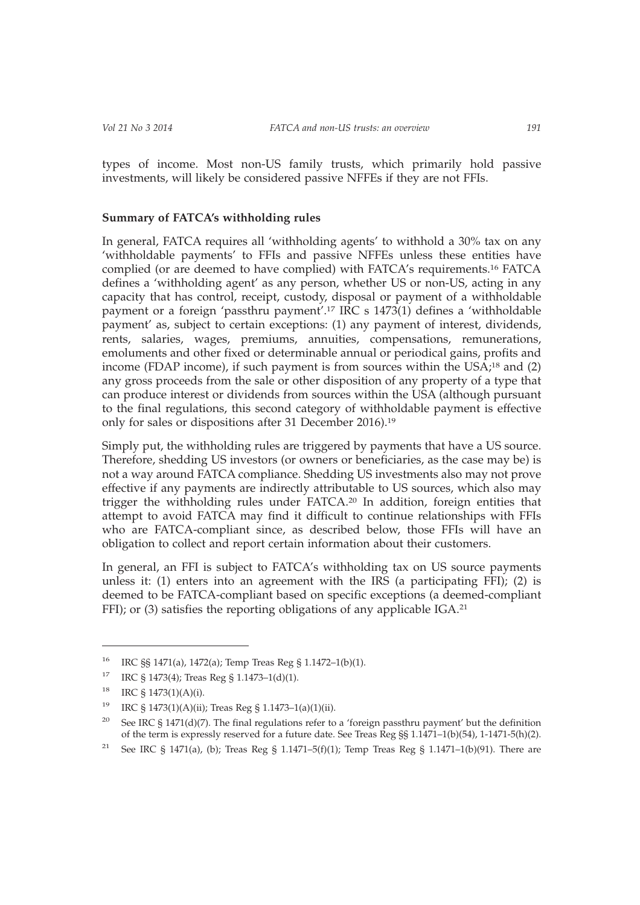types of income. Most non-US family trusts, which primarily hold passive investments, will likely be considered passive NFFEs if they are not FFIs.

**Summary of FATCA's withholding rules**

In general, FATCA requires all 'withholding agents' to withhold a 30% tax on any 'withholdable payments' to FFIs and passive NFFEs unless these entities have complied (or are deemed to have complied) with FATCA's requirements.[16] FATCA defines a 'withholding agent' as any person, whether US or non-US, acting in any capacity that has control, receipt, custody, disposal or payment of a withholdable payment or a foreign 'passthru payment'.[17] IRC s 1473(1) defines a 'withholdable payment' as, subject to certain exceptions: (1) any payment of interest, dividends, rents, salaries, wages, premiums, annuities, compensations, remunerations, emoluments and other fixed or determinable annual or periodical gains, profits and income (FDAP income), if such payment is from sources within the USA;[18] and (2) any gross proceeds from the sale or other disposition of any property of a type that can produce interest or dividends from sources within the USA (although pursuant to the final regulations, this second category of withholdable payment is effective only for sales or dispositions after 31 December 2016).[19]

Simply put, the withholding rules are triggered by payments that have a US source. Therefore, shedding US investors (or owners or beneficiaries, as the case may be) is not a way around FATCA compliance. Shedding US investments also may not prove effective if any payments are indirectly attributable to US sources, which also may trigger the withholding rules under FATCA.[20] In addition, foreign entities that attempt to avoid FATCA may find it difficult to continue relationships with FFIs who are FATCA-compliant since, as described below, those FFIs will have an obligation to collect and report certain information about their customers.

In general, an FFI is subject to FATCA's withholding tax on US source payments unless it: (1) enters into an agreement with the IRS (a participating FFI); (2) is deemed to be FATCA-compliant based on specific exceptions (a deemed-compliant FFI); or (3) satisfies the reporting obligations of any applicable IGA.[21]

---

[16] IRC §§ 1471(a), 1472(a); Temp Treas Reg § 1.1472–1(b)(1).

[17] IRC § 1473(4); Treas Reg § 1.1473–1(d)(1).

[18] IRC § 1473(1)(A)(i).

[19] IRC § 1473(1)(A)(ii); Treas Reg § 1.1473–1(a)(1)(ii).

[20] See IRC § 1471(d)(7). The final regulations refer to a 'foreign passthru payment' but the definition of the term is expressly reserved for a future date. See Treas Reg §§ 1.1471–1(b)(54), 1-1471-5(h)(2).

[21] See IRC § 1471(a), (b); Treas Reg § 1.1471–5(f)(1); Temp Treas Reg § 1.1471–1(b)(91). There are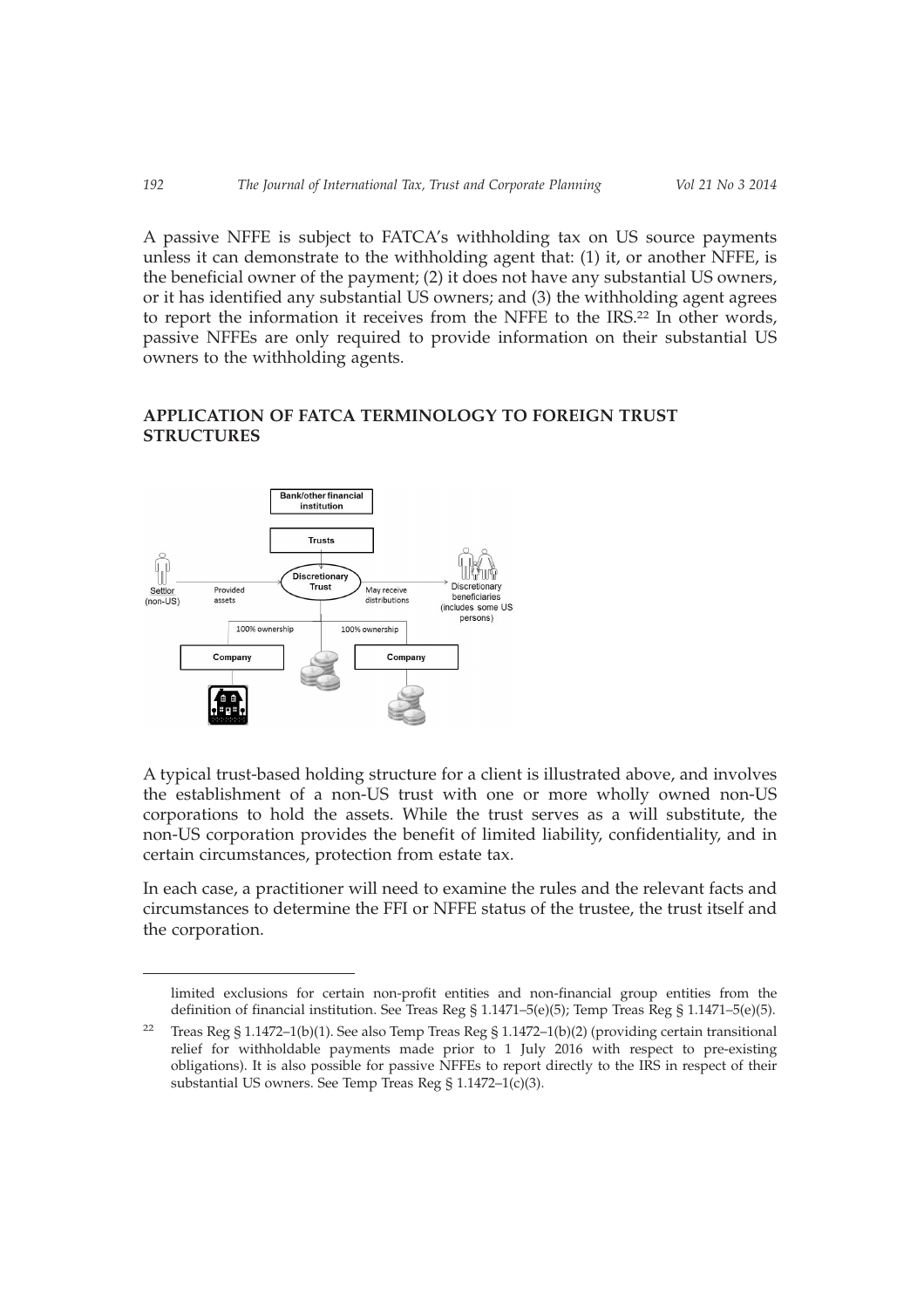A passive NFFE is subject to FATCA's withholding tax on US source payments unless it can demonstrate to the withholding agent that: (1) it, or another NFFE, is the beneficial owner of the payment; (2) it does not have any substantial US owners, or it has identified any substantial US owners; and (3) the withholding agent agrees to report the information it receives from the NFFE to the IRS.[22] In other words, passive NFFEs are only required to provide information on their substantial US owners to the withholding agents.

## APPLICATION OF FATCA TERMINOLOGY TO FOREIGN TRUST STRUCTURES

A typical trust-based holding structure for a client is illustrated above, and involves the establishment of a non-US trust with one or more wholly owned non-US corporations to hold the assets. While the trust serves as a will substitute, the non-US corporation provides the benefit of limited liability, confidentiality, and in certain circumstances, protection from estate tax.

In each case, a practitioner will need to examine the rules and the relevant facts and circumstances to determine the FFI or NFFE status of the trustee, the trust itself and the corporation.

---

limited exclusions for certain non-profit entities and non-financial group entities from the definition of financial institution. See Treas Reg § 1.1471–5(e)(5); Temp Treas Reg § 1.1471–5(e)(5).

[22] Treas Reg § 1.1472–1(b)(1). See also Temp Treas Reg § 1.1472–1(b)(2) (providing certain transitional relief for withholdable payments made prior to 1 July 2016 with respect to pre-existing obligations). It is also possible for passive NFFEs to report directly to the IRS in respect of their substantial US owners. See Temp Treas Reg § 1.1472–1(c)(3).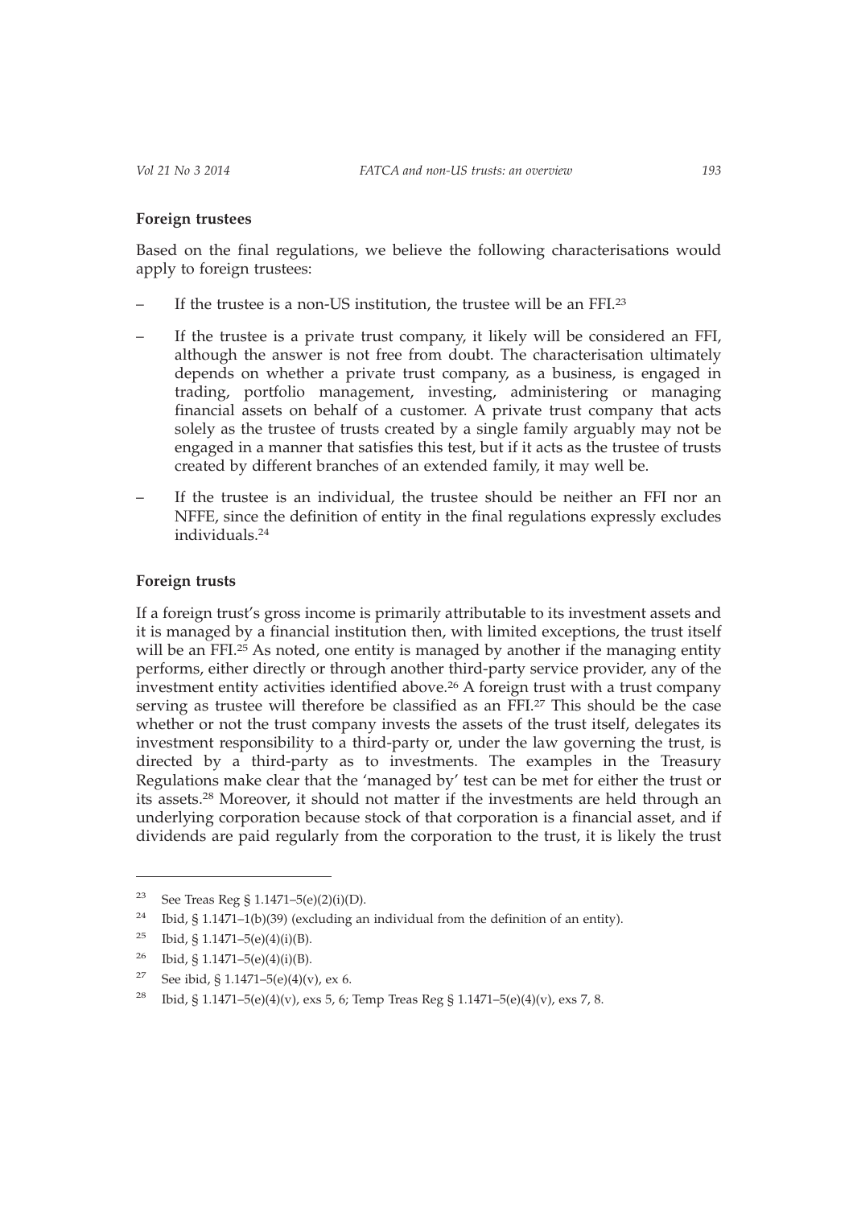**Foreign trustees**

Based on the final regulations, we believe the following characterisations would apply to foreign trustees:

- If the trustee is a non-US institution, the trustee will be an FFI.[23]
- If the trustee is a private trust company, it likely will be considered an FFI, although the answer is not free from doubt. The characterisation ultimately depends on whether a private trust company, as a business, is engaged in trading, portfolio management, investing, administering or managing financial assets on behalf of a customer. A private trust company that acts solely as the trustee of trusts created by a single family arguably may not be engaged in a manner that satisfies this test, but if it acts as the trustee of trusts created by different branches of an extended family, it may well be.
- If the trustee is an individual, the trustee should be neither an FFI nor an NFFE, since the definition of entity in the final regulations expressly excludes individuals.[24]

**Foreign trusts**

If a foreign trust's gross income is primarily attributable to its investment assets and it is managed by a financial institution then, with limited exceptions, the trust itself will be an FFI.[25] As noted, one entity is managed by another if the managing entity performs, either directly or through another third-party service provider, any of the investment entity activities identified above.[26] A foreign trust with a trust company serving as trustee will therefore be classified as an FFI.[27] This should be the case whether or not the trust company invests the assets of the trust itself, delegates its investment responsibility to a third-party or, under the law governing the trust, is directed by a third-party as to investments. The examples in the Treasury Regulations make clear that the 'managed by' test can be met for either the trust or its assets.[28] Moreover, it should not matter if the investments are held through an underlying corporation because stock of that corporation is a financial asset, and if dividends are paid regularly from the corporation to the trust, it is likely the trust

---

[23] See Treas Reg § 1.1471–5(e)(2)(i)(D).

[24] Ibid, § 1.1471–1(b)(39) (excluding an individual from the definition of an entity).

[25] Ibid, § 1.1471–5(e)(4)(i)(B).

[26] Ibid, § 1.1471–5(e)(4)(i)(B).

[27] See ibid, § 1.1471–5(e)(4)(v), ex 6.

[28] Ibid, § 1.1471–5(e)(4)(v), exs 5, 6; Temp Treas Reg § 1.1471–5(e)(4)(v), exs 7, 8.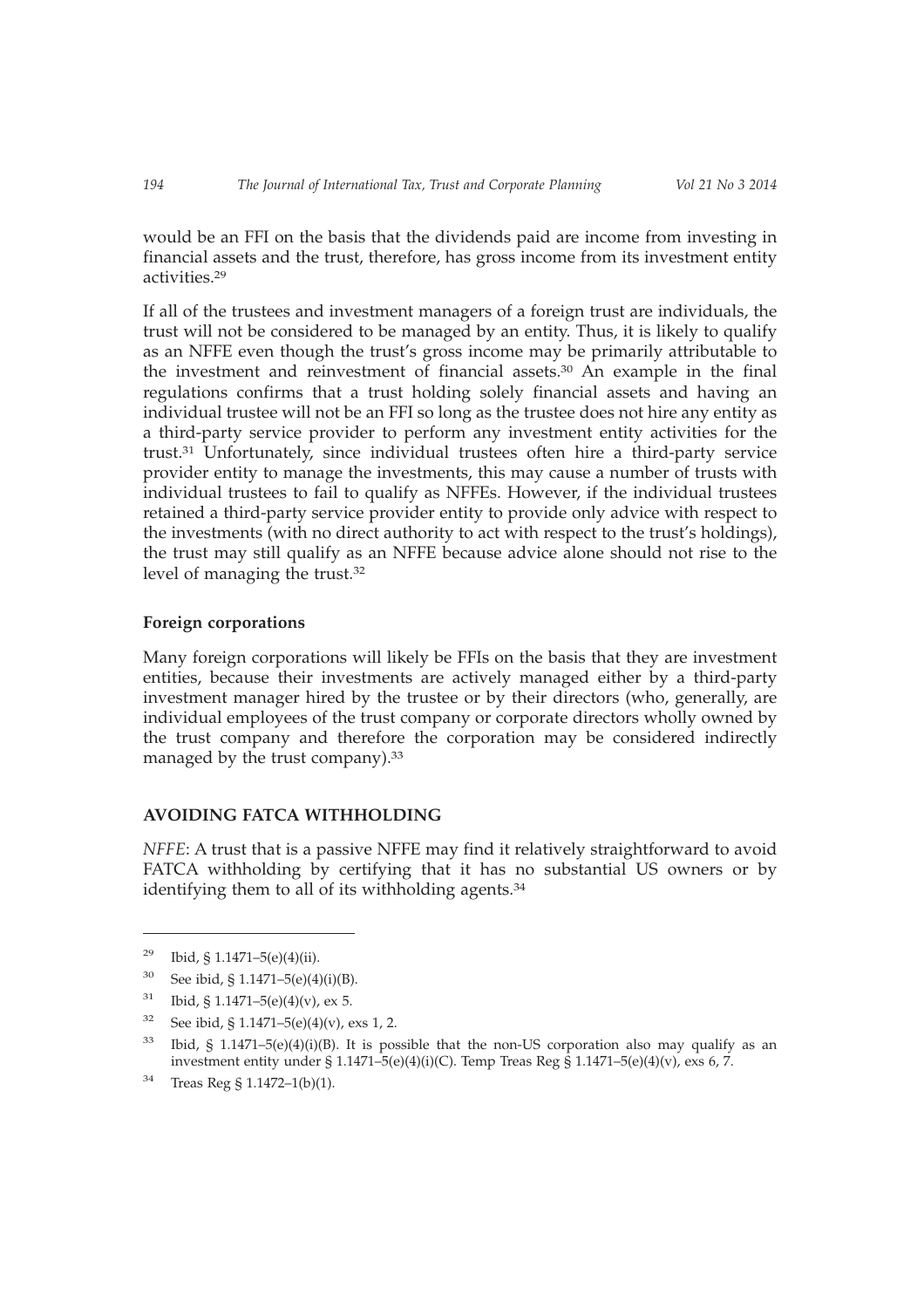would be an FFI on the basis that the dividends paid are income from investing in financial assets and the trust, therefore, has gross income from its investment entity activities.[29]

If all of the trustees and investment managers of a foreign trust are individuals, the trust will not be considered to be managed by an entity. Thus, it is likely to qualify as an NFFE even though the trust's gross income may be primarily attributable to the investment and reinvestment of financial assets.[30] An example in the final regulations confirms that a trust holding solely financial assets and having an individual trustee will not be an FFI so long as the trustee does not hire any entity as a third-party service provider to perform any investment entity activities for the trust.[31] Unfortunately, since individual trustees often hire a third-party service provider entity to manage the investments, this may cause a number of trusts with individual trustees to fail to qualify as NFFEs. However, if the individual trustees retained a third-party service provider entity to provide only advice with respect to the investments (with no direct authority to act with respect to the trust's holdings), the trust may still qualify as an NFFE because advice alone should not rise to the level of managing the trust.[32]

**Foreign corporations**

Many foreign corporations will likely be FFIs on the basis that they are investment entities, because their investments are actively managed either by a third-party investment manager hired by the trustee or by their directors (who, generally, are individual employees of the trust company or corporate directors wholly owned by the trust company and therefore the corporation may be considered indirectly managed by the trust company).[33]

## AVOIDING FATCA WITHHOLDING

*NFFE*: A trust that is a passive NFFE may find it relatively straightforward to avoid FATCA withholding by certifying that it has no substantial US owners or by identifying them to all of its withholding agents.[34]

---

[29] Ibid, § 1.1471–5(e)(4)(ii).

[30] See ibid, § 1.1471–5(e)(4)(i)(B).

[31] Ibid, § 1.1471–5(e)(4)(v), ex 5.

[32] See ibid, § 1.1471–5(e)(4)(v), exs 1, 2.

[33] Ibid, § 1.1471–5(e)(4)(i)(B). It is possible that the non-US corporation also may qualify as an investment entity under § 1.1471–5(e)(4)(i)(C). Temp Treas Reg § 1.1471–5(e)(4)(v), exs 6, 7.

[34] Treas Reg § 1.1472–1(b)(1).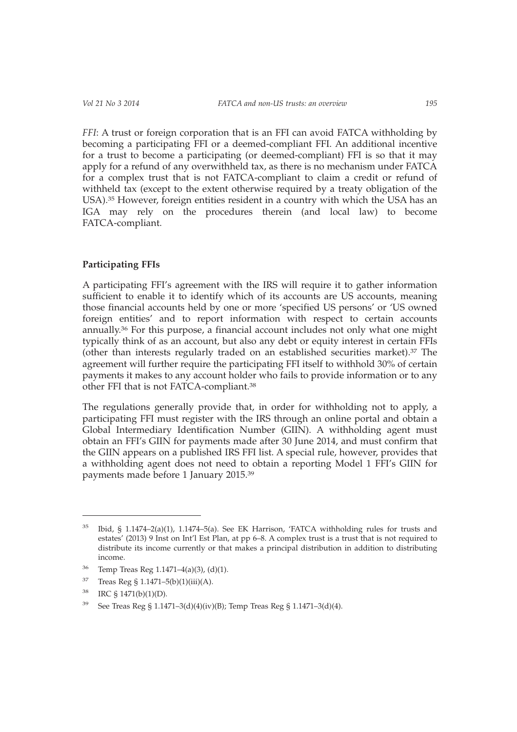*FFI*: A trust or foreign corporation that is an FFI can avoid FATCA withholding by becoming a participating FFI or a deemed-compliant FFI. An additional incentive for a trust to become a participating (or deemed-compliant) FFI is so that it may apply for a refund of any overwithheld tax, as there is no mechanism under FATCA for a complex trust that is not FATCA-compliant to claim a credit or refund of withheld tax (except to the extent otherwise required by a treaty obligation of the USA).[35] However, foreign entities resident in a country with which the USA has an IGA may rely on the procedures therein (and local law) to become FATCA-compliant.

**Participating FFIs**

A participating FFI's agreement with the IRS will require it to gather information sufficient to enable it to identify which of its accounts are US accounts, meaning those financial accounts held by one or more 'specified US persons' or 'US owned foreign entities' and to report information with respect to certain accounts annually.[36] For this purpose, a financial account includes not only what one might typically think of as an account, but also any debt or equity interest in certain FFIs (other than interests regularly traded on an established securities market).[37] The agreement will further require the participating FFI itself to withhold 30% of certain payments it makes to any account holder who fails to provide information or to any other FFI that is not FATCA-compliant.[38]

The regulations generally provide that, in order for withholding not to apply, a participating FFI must register with the IRS through an online portal and obtain a Global Intermediary Identification Number (GIIN). A withholding agent must obtain an FFI's GIIN for payments made after 30 June 2014, and must confirm that the GIIN appears on a published IRS FFI list. A special rule, however, provides that a withholding agent does not need to obtain a reporting Model 1 FFI's GIIN for payments made before 1 January 2015.[39]

---

[35] Ibid, § 1.1474–2(a)(1), 1.1474–5(a). See EK Harrison, 'FATCA withholding rules for trusts and estates' (2013) 9 Inst on Int'l Est Plan, at pp 6–8. A complex trust is a trust that is not required to distribute its income currently or that makes a principal distribution in addition to distributing income.

[36] Temp Treas Reg 1.1471–4(a)(3), (d)(1).

[37] Treas Reg § 1.1471–5(b)(1)(iii)(A).

[38] IRC § 1471(b)(1)(D).

[39] See Treas Reg § 1.1471–3(d)(4)(iv)(B); Temp Treas Reg § 1.1471–3(d)(4).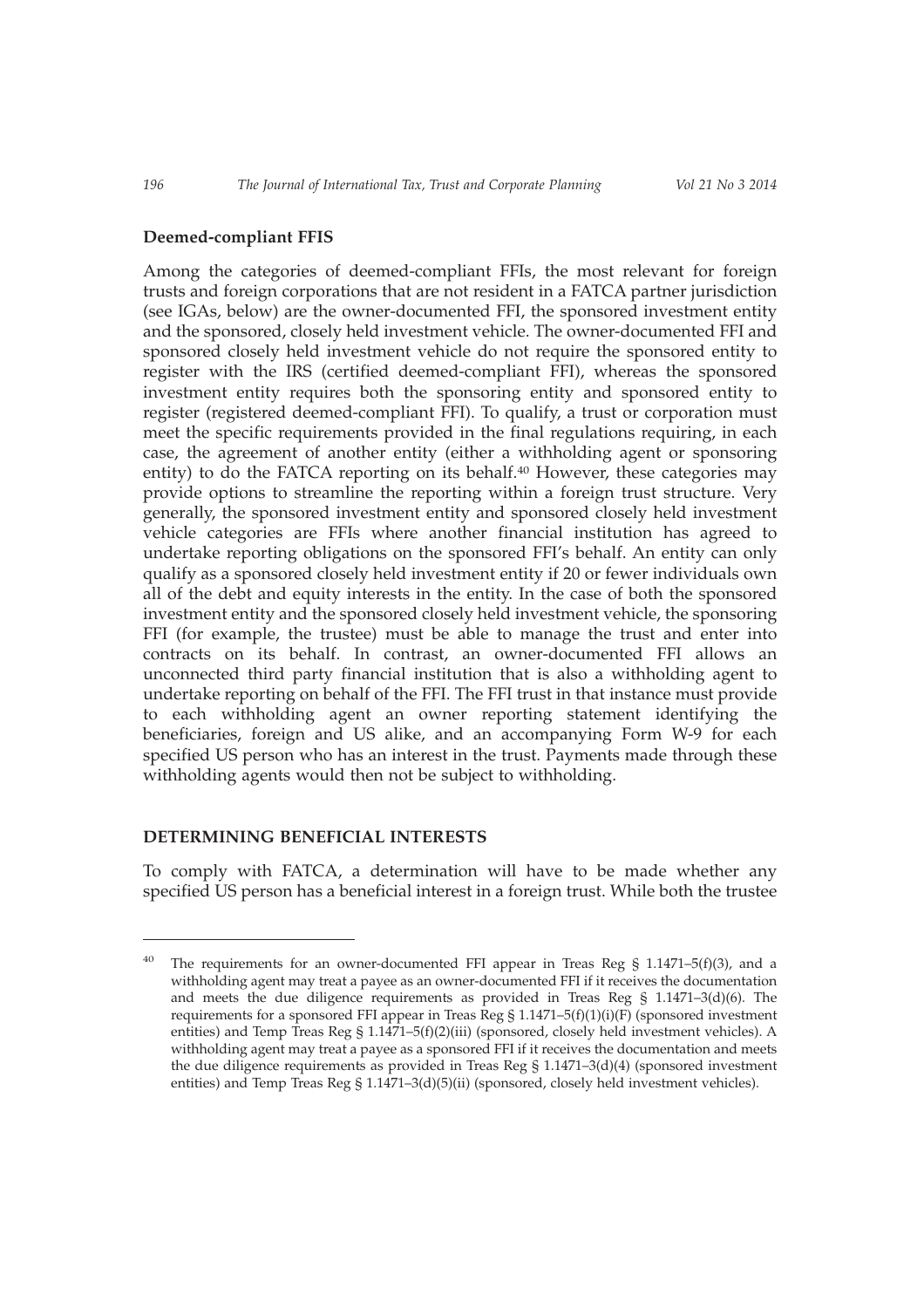### Deemed-compliant FFIS

Among the categories of deemed-compliant FFIs, the most relevant for foreign trusts and foreign corporations that are not resident in a FATCA partner jurisdiction (see IGAs, below) are the owner-documented FFI, the sponsored investment entity and the sponsored, closely held investment vehicle. The owner-documented FFI and sponsored closely held investment vehicle do not require the sponsored entity to register with the IRS (certified deemed-compliant FFI), whereas the sponsored investment entity requires both the sponsoring entity and sponsored entity to register (registered deemed-compliant FFI). To qualify, a trust or corporation must meet the specific requirements provided in the final regulations requiring, in each case, the agreement of another entity (either a withholding agent or sponsoring entity) to do the FATCA reporting on its behalf.[40] However, these categories may provide options to streamline the reporting within a foreign trust structure. Very generally, the sponsored investment entity and sponsored closely held investment vehicle categories are FFIs where another financial institution has agreed to undertake reporting obligations on the sponsored FFI's behalf. An entity can only qualify as a sponsored closely held investment entity if 20 or fewer individuals own all of the debt and equity interests in the entity. In the case of both the sponsored investment entity and the sponsored closely held investment vehicle, the sponsoring FFI (for example, the trustee) must be able to manage the trust and enter into contracts on its behalf. In contrast, an owner-documented FFI allows an unconnected third party financial institution that is also a withholding agent to undertake reporting on behalf of the FFI. The FFI trust in that instance must provide to each withholding agent an owner reporting statement identifying the beneficiaries, foreign and US alike, and an accompanying Form W-9 for each specified US person who has an interest in the trust. Payments made through these withholding agents would then not be subject to withholding.

## DETERMINING BENEFICIAL INTERESTS

To comply with FATCA, a determination will have to be made whether any specified US person has a beneficial interest in a foreign trust. While both the trustee

---

[40] The requirements for an owner-documented FFI appear in Treas Reg § 1.1471–5(f)(3), and a withholding agent may treat a payee as an owner-documented FFI if it receives the documentation and meets the due diligence requirements as provided in Treas Reg § 1.1471–3(d)(6). The requirements for a sponsored FFI appear in Treas Reg § 1.1471–5(f)(1)(i)(F) (sponsored investment entities) and Temp Treas Reg § 1.1471–5(f)(2)(iii) (sponsored, closely held investment vehicles). A withholding agent may treat a payee as a sponsored FFI if it receives the documentation and meets the due diligence requirements as provided in Treas Reg § 1.1471–3(d)(4) (sponsored investment entities) and Temp Treas Reg § 1.1471–3(d)(5)(ii) (sponsored, closely held investment vehicles).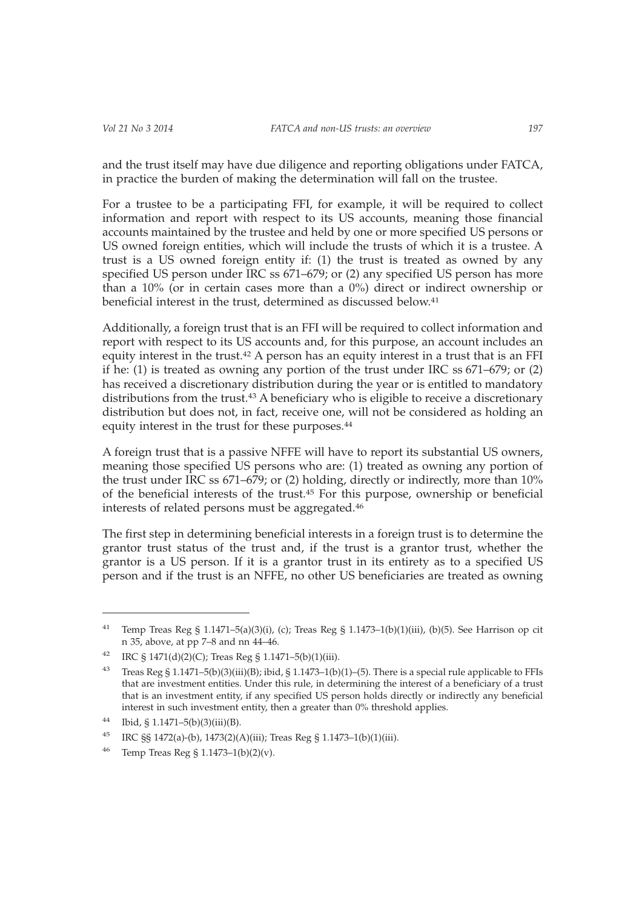and the trust itself may have due diligence and reporting obligations under FATCA, in practice the burden of making the determination will fall on the trustee.

For a trustee to be a participating FFI, for example, it will be required to collect information and report with respect to its US accounts, meaning those financial accounts maintained by the trustee and held by one or more specified US persons or US owned foreign entities, which will include the trusts of which it is a trustee. A trust is a US owned foreign entity if: (1) the trust is treated as owned by any specified US person under IRC ss 671–679; or (2) any specified US person has more than a 10% (or in certain cases more than a 0%) direct or indirect ownership or beneficial interest in the trust, determined as discussed below.[41]

Additionally, a foreign trust that is an FFI will be required to collect information and report with respect to its US accounts and, for this purpose, an account includes an equity interest in the trust.[42] A person has an equity interest in a trust that is an FFI if he: (1) is treated as owning any portion of the trust under IRC ss 671–679; or (2) has received a discretionary distribution during the year or is entitled to mandatory distributions from the trust.[43] A beneficiary who is eligible to receive a discretionary distribution but does not, in fact, receive one, will not be considered as holding an equity interest in the trust for these purposes.[44]

A foreign trust that is a passive NFFE will have to report its substantial US owners, meaning those specified US persons who are: (1) treated as owning any portion of the trust under IRC ss 671–679; or (2) holding, directly or indirectly, more than 10% of the beneficial interests of the trust.[45] For this purpose, ownership or beneficial interests of related persons must be aggregated.[46]

The first step in determining beneficial interests in a foreign trust is to determine the grantor trust status of the trust and, if the trust is a grantor trust, whether the grantor is a US person. If it is a grantor trust in its entirety as to a specified US person and if the trust is an NFFE, no other US beneficiaries are treated as owning

---

[41] Temp Treas Reg § 1.1471–5(a)(3)(i), (c); Treas Reg § 1.1473–1(b)(1)(iii), (b)(5). See Harrison op cit n 35, above, at pp 7–8 and nn 44–46.

[42] IRC § 1471(d)(2)(C); Treas Reg § 1.1471–5(b)(1)(iii).

[43] Treas Reg § 1.1471–5(b)(3)(iii)(B); ibid, § 1.1473–1(b)(1)–(5). There is a special rule applicable to FFIs that are investment entities. Under this rule, in determining the interest of a beneficiary of a trust that is an investment entity, if any specified US person holds directly or indirectly any beneficial interest in such investment entity, then a greater than 0% threshold applies.

[44] Ibid, § 1.1471–5(b)(3)(iii)(B).

[45] IRC §§ 1472(a)-(b), 1473(2)(A)(iii); Treas Reg § 1.1473–1(b)(1)(iii).

[46] Temp Treas Reg § 1.1473–1(b)(2)(v).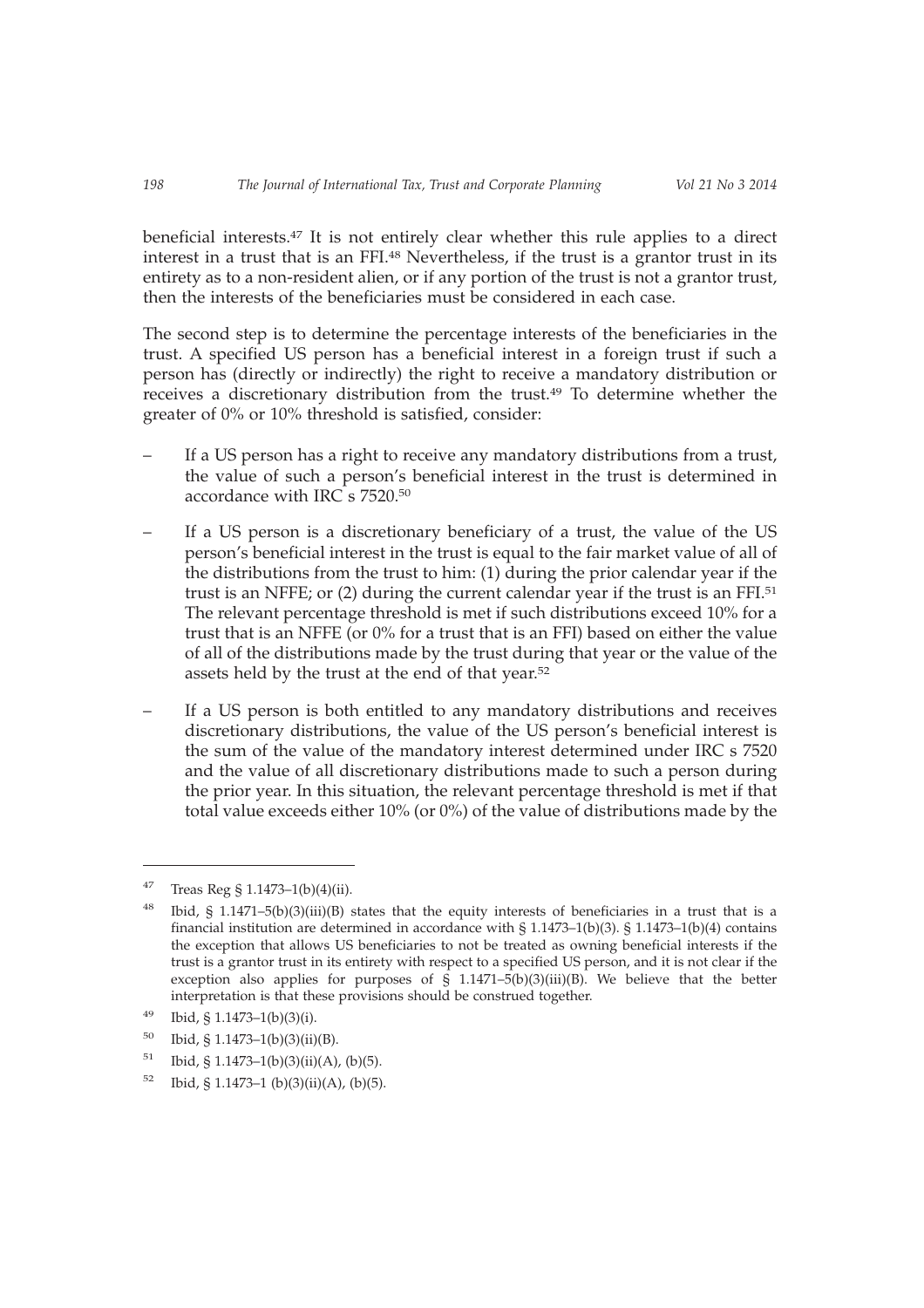beneficial interests.[47] It is not entirely clear whether this rule applies to a direct interest in a trust that is an FFI.[48] Nevertheless, if the trust is a grantor trust in its entirety as to a non-resident alien, or if any portion of the trust is not a grantor trust, then the interests of the beneficiaries must be considered in each case.

The second step is to determine the percentage interests of the beneficiaries in the trust. A specified US person has a beneficial interest in a foreign trust if such a person has (directly or indirectly) the right to receive a mandatory distribution or receives a discretionary distribution from the trust.[49] To determine whether the greater of 0% or 10% threshold is satisfied, consider:

- If a US person has a right to receive any mandatory distributions from a trust, the value of such a person's beneficial interest in the trust is determined in accordance with IRC s 7520.[50]
- If a US person is a discretionary beneficiary of a trust, the value of the US person's beneficial interest in the trust is equal to the fair market value of all of the distributions from the trust to him: (1) during the prior calendar year if the trust is an NFFE; or (2) during the current calendar year if the trust is an FFI.[51] The relevant percentage threshold is met if such distributions exceed 10% for a trust that is an NFFE (or 0% for a trust that is an FFI) based on either the value of all of the distributions made by the trust during that year or the value of the assets held by the trust at the end of that year.[52]
- If a US person is both entitled to any mandatory distributions and receives discretionary distributions, the value of the US person's beneficial interest is the sum of the value of the mandatory interest determined under IRC s 7520 and the value of all discretionary distributions made to such a person during the prior year. In this situation, the relevant percentage threshold is met if that total value exceeds either 10% (or 0%) of the value of distributions made by the

---

[47] Treas Reg § 1.1473–1(b)(4)(ii).

[48] Ibid, § 1.1471–5(b)(3)(iii)(B) states that the equity interests of beneficiaries in a trust that is a financial institution are determined in accordance with § 1.1473–1(b)(3). § 1.1473–1(b)(4) contains the exception that allows US beneficiaries to not be treated as owning beneficial interests if the trust is a grantor trust in its entirety with respect to a specified US person, and it is not clear if the exception also applies for purposes of § 1.1471–5(b)(3)(iii)(B). We believe that the better interpretation is that these provisions should be construed together.

[49] Ibid, § 1.1473–1(b)(3)(i).

[50] Ibid, § 1.1473–1(b)(3)(ii)(B).

[51] Ibid, § 1.1473–1(b)(3)(ii)(A), (b)(5).

[52] Ibid, § 1.1473–1 (b)(3)(ii)(A), (b)(5).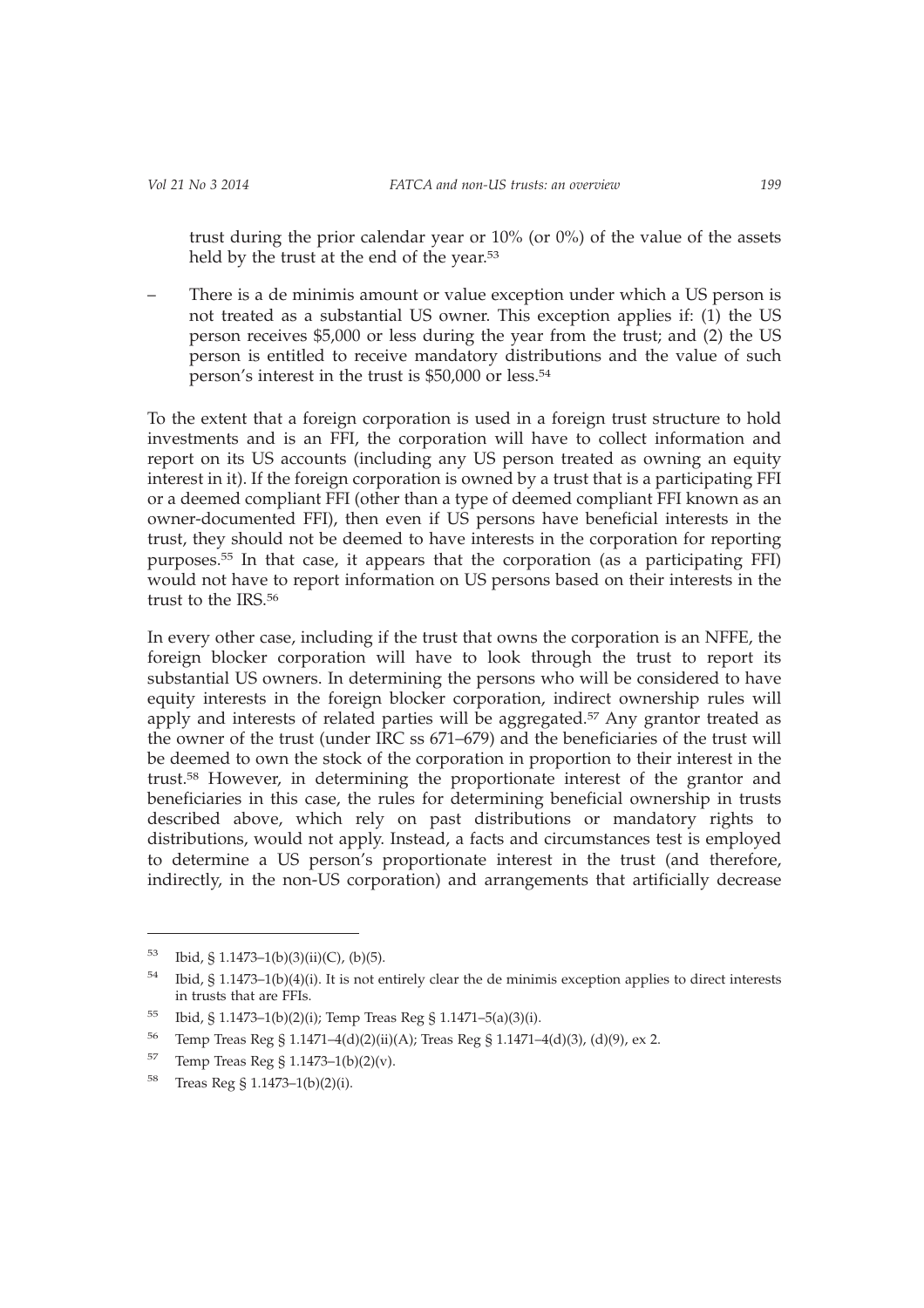trust during the prior calendar year or 10% (or 0%) of the value of the assets held by the trust at the end of the year.[53]

– There is a de minimis amount or value exception under which a US person is not treated as a substantial US owner. This exception applies if: (1) the US person receives $5,000 or less during the year from the trust; and (2) the US person is entitled to receive mandatory distributions and the value of such person's interest in the trust is $50,000 or less.[54]

To the extent that a foreign corporation is used in a foreign trust structure to hold investments and is an FFI, the corporation will have to collect information and report on its US accounts (including any US person treated as owning an equity interest in it). If the foreign corporation is owned by a trust that is a participating FFI or a deemed compliant FFI (other than a type of deemed compliant FFI known as an owner-documented FFI), then even if US persons have beneficial interests in the trust, they should not be deemed to have interests in the corporation for reporting purposes.[55] In that case, it appears that the corporation (as a participating FFI) would not have to report information on US persons based on their interests in the trust to the IRS.[56]

In every other case, including if the trust that owns the corporation is an NFFE, the foreign blocker corporation will have to look through the trust to report its substantial US owners. In determining the persons who will be considered to have equity interests in the foreign blocker corporation, indirect ownership rules will apply and interests of related parties will be aggregated.[57] Any grantor treated as the owner of the trust (under IRC ss 671–679) and the beneficiaries of the trust will be deemed to own the stock of the corporation in proportion to their interest in the trust.[58] However, in determining the proportionate interest of the grantor and beneficiaries in this case, the rules for determining beneficial ownership in trusts described above, which rely on past distributions or mandatory rights to distributions, would not apply. Instead, a facts and circumstances test is employed to determine a US person's proportionate interest in the trust (and therefore, indirectly, in the non-US corporation) and arrangements that artificially decrease

---

[53] Ibid, § 1.1473–1(b)(3)(ii)(C), (b)(5).

[54] Ibid, § 1.1473–1(b)(4)(i). It is not entirely clear the de minimis exception applies to direct interests in trusts that are FFIs.

[55] Ibid, § 1.1473–1(b)(2)(i); Temp Treas Reg § 1.1471–5(a)(3)(i).

[56] Temp Treas Reg § 1.1471–4(d)(2)(ii)(A); Treas Reg § 1.1471–4(d)(3), (d)(9), ex 2.

[57] Temp Treas Reg § 1.1473–1(b)(2)(v).

[58] Treas Reg § 1.1473–1(b)(2)(i).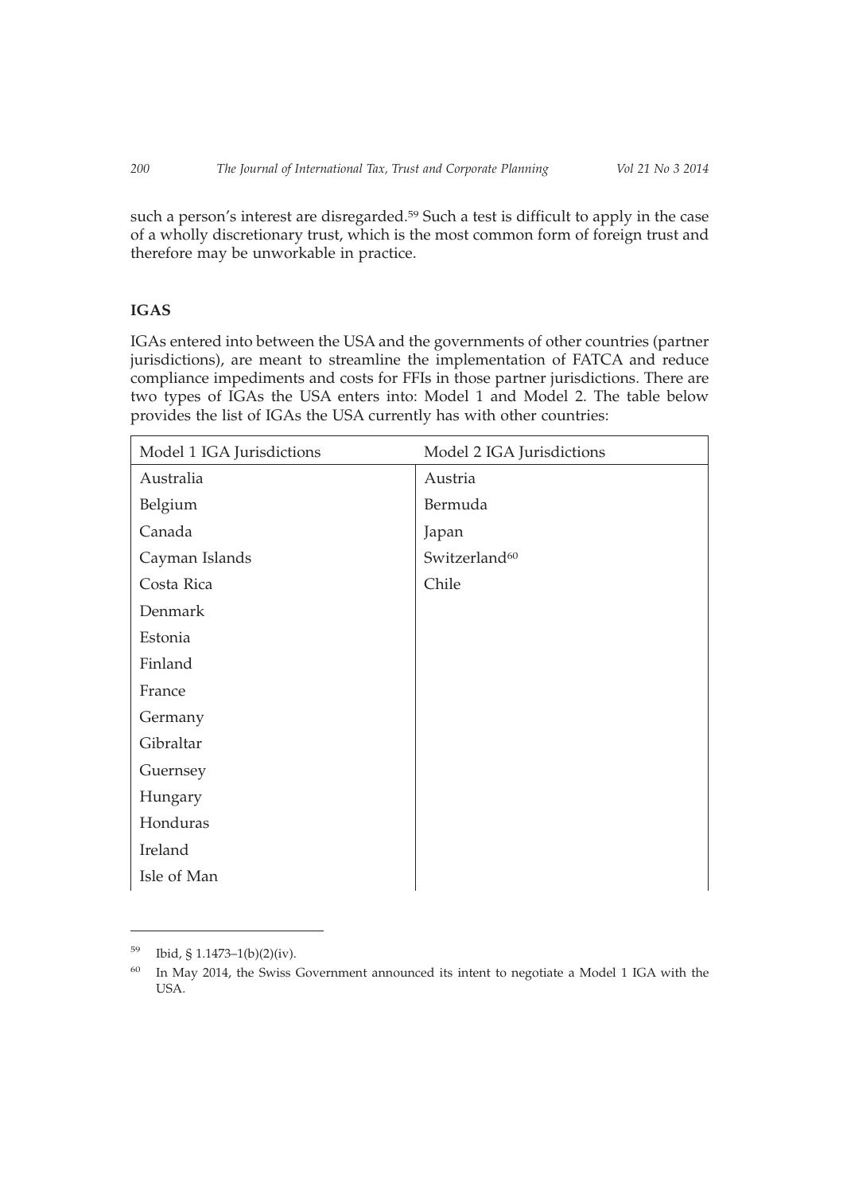such a person's interest are disregarded.[59] Such a test is difficult to apply in the case of a wholly discretionary trust, which is the most common form of foreign trust and therefore may be unworkable in practice.

## IGAS

IGAs entered into between the USA and the governments of other countries (partner jurisdictions), are meant to streamline the implementation of FATCA and reduce compliance impediments and costs for FFIs in those partner jurisdictions. There are two types of IGAs the USA enters into: Model 1 and Model 2. The table below provides the list of IGAs the USA currently has with other countries:

| Model 1 IGA Jurisdictions | Model 2 IGA Jurisdictions |
|---|---|
| Australia | Austria |
| Belgium | Bermuda |
| Canada | Japan |
| Cayman Islands | Switzerland[60] |
| Costa Rica | Chile |
| Denmark | |
| Estonia | |
| Finland | |
| France | |
| Germany | |
| Gibraltar | |
| Guernsey | |
| Hungary | |
| Honduras | |
| Ireland | |
| Isle of Man | |

---

[59] Ibid, § 1.1473–1(b)(2)(iv).

[60] In May 2014, the Swiss Government announced its intent to negotiate a Model 1 IGA with the USA.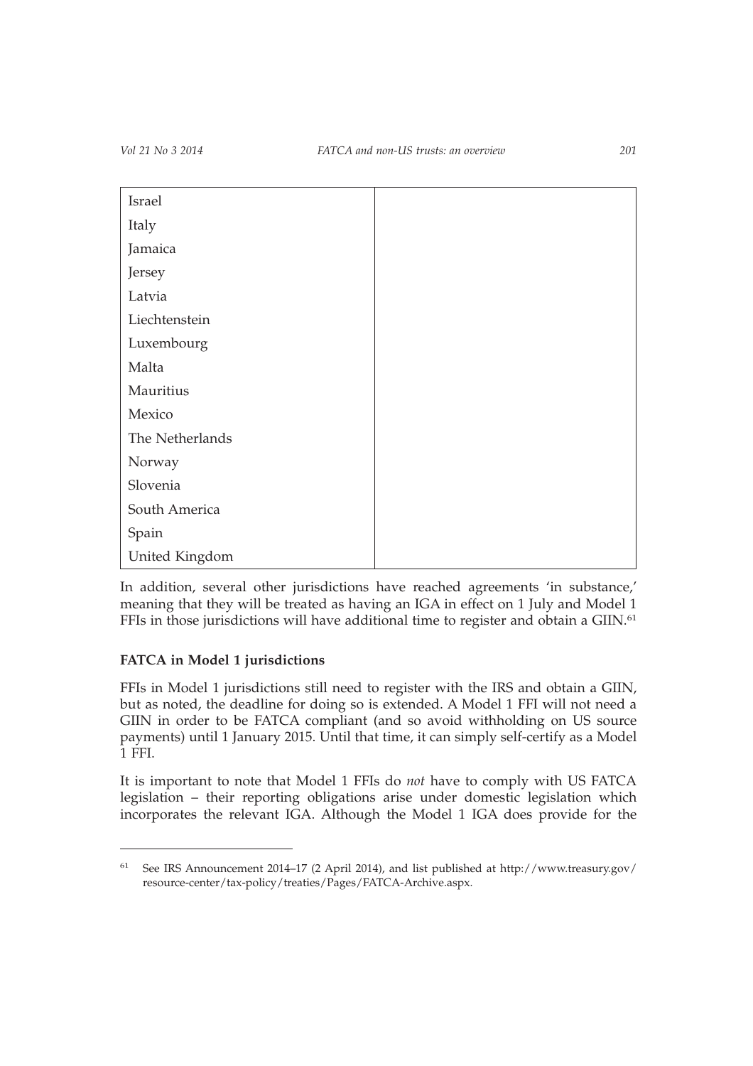| | |
|---|---|
| Israel | |
| Italy | |
| Jamaica | |
| Jersey | |
| Latvia | |
| Liechtenstein | |
| Luxembourg | |
| Malta | |
| Mauritius | |
| Mexico | |
| The Netherlands | |
| Norway | |
| Slovenia | |
| South America | |
| Spain | |
| United Kingdom | |

In addition, several other jurisdictions have reached agreements 'in substance,' meaning that they will be treated as having an IGA in effect on 1 July and Model 1 FFIs in those jurisdictions will have additional time to register and obtain a GIIN.[61]

**FATCA in Model 1 jurisdictions**

FFIs in Model 1 jurisdictions still need to register with the IRS and obtain a GIIN, but as noted, the deadline for doing so is extended. A Model 1 FFI will not need a GIIN in order to be FATCA compliant (and so avoid withholding on US source payments) until 1 January 2015. Until that time, it can simply self-certify as a Model 1 FFI.

It is important to note that Model 1 FFIs do *not* have to comply with US FATCA legislation – their reporting obligations arise under domestic legislation which incorporates the relevant IGA. Although the Model 1 IGA does provide for the

[61] See IRS Announcement 2014–17 (2 April 2014), and list published at http://www.treasury.gov/resource-center/tax-policy/treaties/Pages/FATCA-Archive.aspx.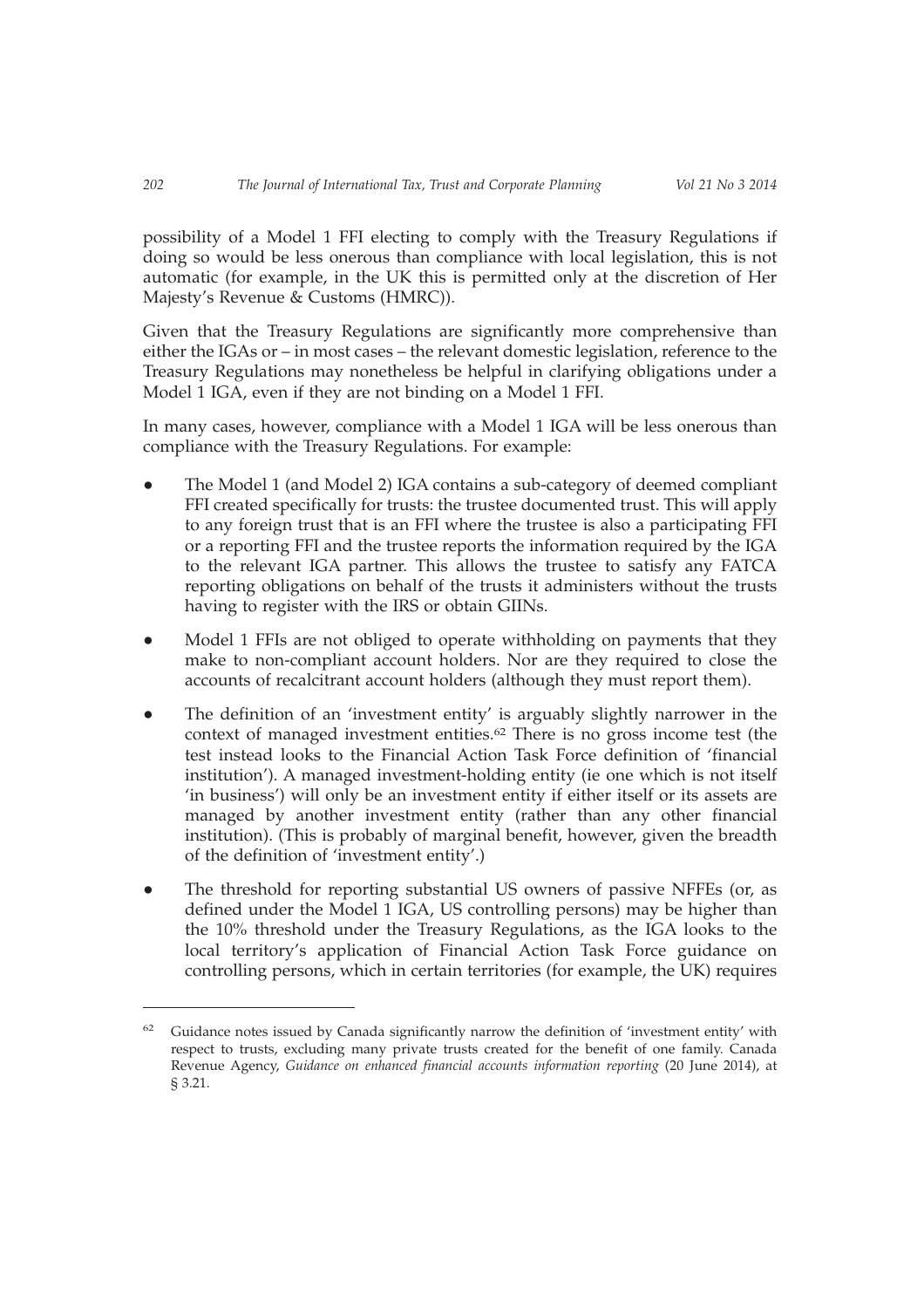possibility of a Model 1 FFI electing to comply with the Treasury Regulations if doing so would be less onerous than compliance with local legislation, this is not automatic (for example, in the UK this is permitted only at the discretion of Her Majesty's Revenue & Customs (HMRC)).

Given that the Treasury Regulations are significantly more comprehensive than either the IGAs or – in most cases – the relevant domestic legislation, reference to the Treasury Regulations may nonetheless be helpful in clarifying obligations under a Model 1 IGA, even if they are not binding on a Model 1 FFI.

In many cases, however, compliance with a Model 1 IGA will be less onerous than compliance with the Treasury Regulations. For example:

- The Model 1 (and Model 2) IGA contains a sub-category of deemed compliant FFI created specifically for trusts: the trustee documented trust. This will apply to any foreign trust that is an FFI where the trustee is also a participating FFI or a reporting FFI and the trustee reports the information required by the IGA to the relevant IGA partner. This allows the trustee to satisfy any FATCA reporting obligations on behalf of the trusts it administers without the trusts having to register with the IRS or obtain GIINs.
- Model 1 FFIs are not obliged to operate withholding on payments that they make to non-compliant account holders. Nor are they required to close the accounts of recalcitrant account holders (although they must report them).
- The definition of an 'investment entity' is arguably slightly narrower in the context of managed investment entities.[62] There is no gross income test (the test instead looks to the Financial Action Task Force definition of 'financial institution'). A managed investment-holding entity (ie one which is not itself 'in business') will only be an investment entity if either itself or its assets are managed by another investment entity (rather than any other financial institution). (This is probably of marginal benefit, however, given the breadth of the definition of 'investment entity'.)
- The threshold for reporting substantial US owners of passive NFFEs (or, as defined under the Model 1 IGA, US controlling persons) may be higher than the 10% threshold under the Treasury Regulations, as the IGA looks to the local territory's application of Financial Action Task Force guidance on controlling persons, which in certain territories (for example, the UK) requires

[62] Guidance notes issued by Canada significantly narrow the definition of 'investment entity' with respect to trusts, excluding many private trusts created for the benefit of one family. Canada Revenue Agency, *Guidance on enhanced financial accounts information reporting* (20 June 2014), at § 3.21.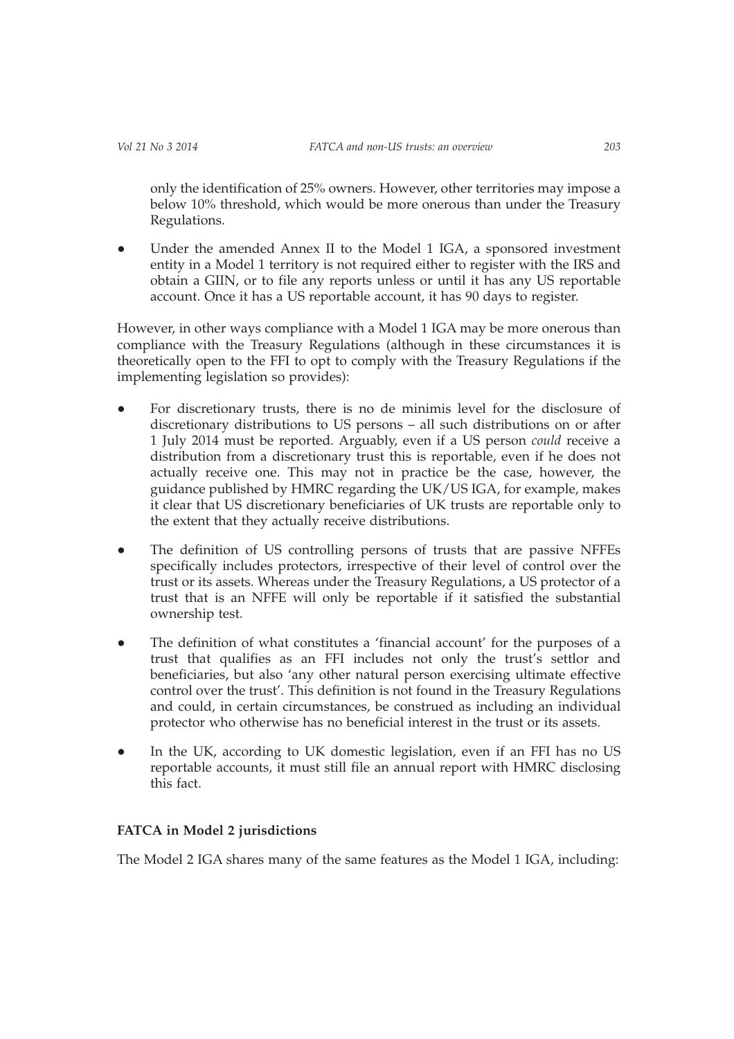only the identification of 25% owners. However, other territories may impose a below 10% threshold, which would be more onerous than under the Treasury Regulations.

- Under the amended Annex II to the Model 1 IGA, a sponsored investment entity in a Model 1 territory is not required either to register with the IRS and obtain a GIIN, or to file any reports unless or until it has any US reportable account. Once it has a US reportable account, it has 90 days to register.

However, in other ways compliance with a Model 1 IGA may be more onerous than compliance with the Treasury Regulations (although in these circumstances it is theoretically open to the FFI to opt to comply with the Treasury Regulations if the implementing legislation so provides):

- For discretionary trusts, there is no de minimis level for the disclosure of discretionary distributions to US persons – all such distributions on or after 1 July 2014 must be reported. Arguably, even if a US person *could* receive a distribution from a discretionary trust this is reportable, even if he does not actually receive one. This may not in practice be the case, however, the guidance published by HMRC regarding the UK/US IGA, for example, makes it clear that US discretionary beneficiaries of UK trusts are reportable only to the extent that they actually receive distributions.
- The definition of US controlling persons of trusts that are passive NFFEs specifically includes protectors, irrespective of their level of control over the trust or its assets. Whereas under the Treasury Regulations, a US protector of a trust that is an NFFE will only be reportable if it satisfied the substantial ownership test.
- The definition of what constitutes a 'financial account' for the purposes of a trust that qualifies as an FFI includes not only the trust's settlor and beneficiaries, but also 'any other natural person exercising ultimate effective control over the trust'. This definition is not found in the Treasury Regulations and could, in certain circumstances, be construed as including an individual protector who otherwise has no beneficial interest in the trust or its assets.
- In the UK, according to UK domestic legislation, even if an FFI has no US reportable accounts, it must still file an annual report with HMRC disclosing this fact.

**FATCA in Model 2 jurisdictions**

The Model 2 IGA shares many of the same features as the Model 1 IGA, including: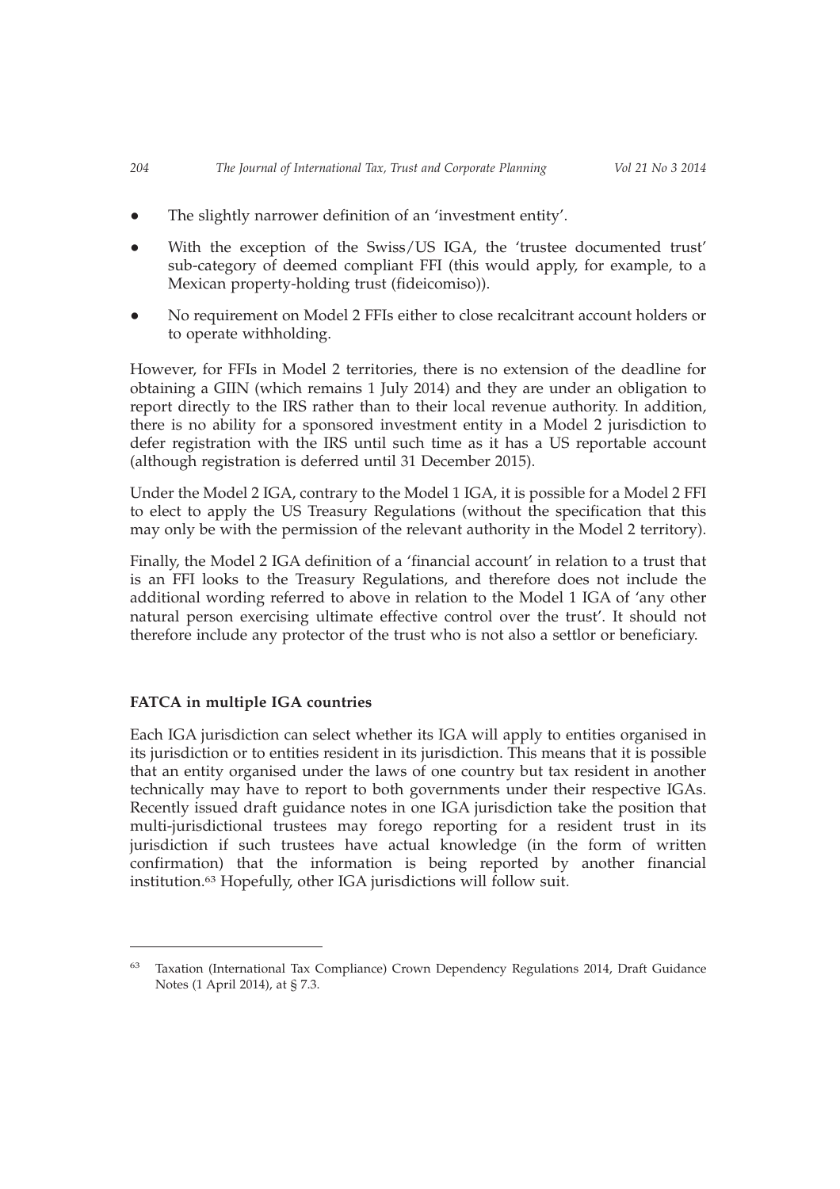- The slightly narrower definition of an 'investment entity'.
- With the exception of the Swiss/US IGA, the 'trustee documented trust' sub-category of deemed compliant FFI (this would apply, for example, to a Mexican property-holding trust (fideicomiso)).
- No requirement on Model 2 FFIs either to close recalcitrant account holders or to operate withholding.

However, for FFIs in Model 2 territories, there is no extension of the deadline for obtaining a GIIN (which remains 1 July 2014) and they are under an obligation to report directly to the IRS rather than to their local revenue authority. In addition, there is no ability for a sponsored investment entity in a Model 2 jurisdiction to defer registration with the IRS until such time as it has a US reportable account (although registration is deferred until 31 December 2015).

Under the Model 2 IGA, contrary to the Model 1 IGA, it is possible for a Model 2 FFI to elect to apply the US Treasury Regulations (without the specification that this may only be with the permission of the relevant authority in the Model 2 territory).

Finally, the Model 2 IGA definition of a 'financial account' in relation to a trust that is an FFI looks to the Treasury Regulations, and therefore does not include the additional wording referred to above in relation to the Model 1 IGA of 'any other natural person exercising ultimate effective control over the trust'. It should not therefore include any protector of the trust who is not also a settlor or beneficiary.

**FATCA in multiple IGA countries**

Each IGA jurisdiction can select whether its IGA will apply to entities organised in its jurisdiction or to entities resident in its jurisdiction. This means that it is possible that an entity organised under the laws of one country but tax resident in another technically may have to report to both governments under their respective IGAs. Recently issued draft guidance notes in one IGA jurisdiction take the position that multi-jurisdictional trustees may forego reporting for a resident trust in its jurisdiction if such trustees have actual knowledge (in the form of written confirmation) that the information is being reported by another financial institution.[63] Hopefully, other IGA jurisdictions will follow suit.

---

[63] Taxation (International Tax Compliance) Crown Dependency Regulations 2014, Draft Guidance Notes (1 April 2014), at § 7.3.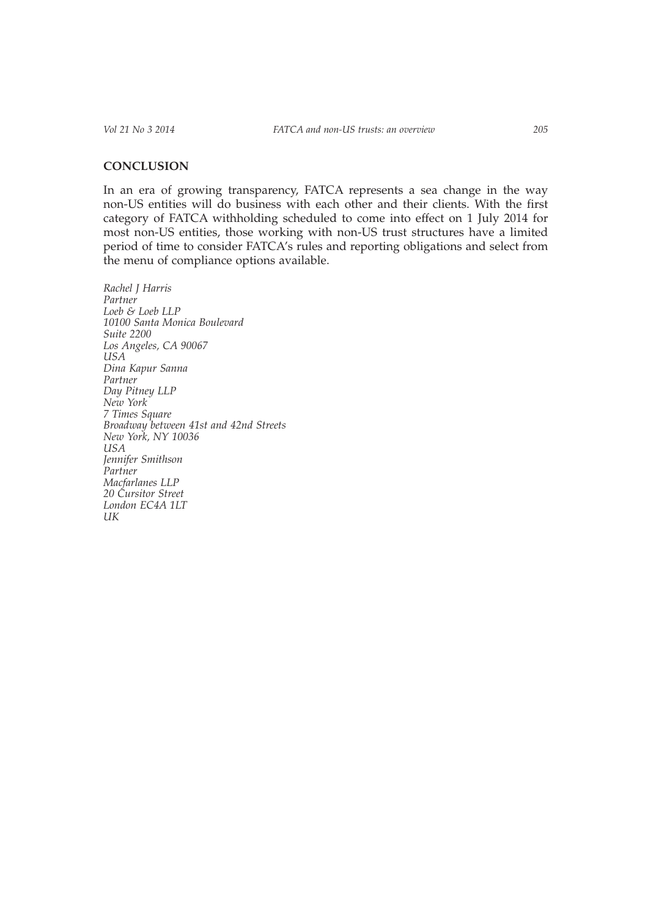## CONCLUSION

In an era of growing transparency, FATCA represents a sea change in the way non-US entities will do business with each other and their clients. With the first category of FATCA withholding scheduled to come into effect on 1 July 2014 for most non-US entities, those working with non-US trust structures have a limited period of time to consider FATCA's rules and reporting obligations and select from the menu of compliance options available.

*Rachel J Harris*
*Partner*
*Loeb & Loeb LLP*
*10100 Santa Monica Boulevard*
*Suite 2200*
*Los Angeles, CA 90067*
*USA*
*Dina Kapur Sanna*
*Partner*
*Day Pitney LLP*
*New York*
*7 Times Square*
*Broadway between 41st and 42nd Streets*
*New York, NY 10036*
*USA*
*Jennifer Smithson*
*Partner*
*Macfarlanes LLP*
*20 Cursitor Street*
*London EC4A 1LT*
*UK*